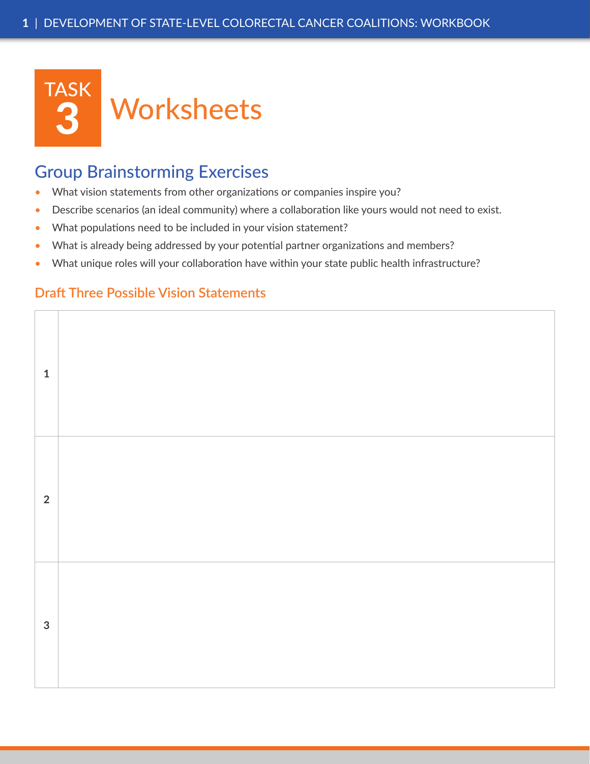# TASK 3 Worksheets

## Group Brainstorming Exercises

- What vision statements from other organizations or companies inspire you?
- Describe scenarios (an ideal community) where a collaboration like yours would not need to exist.
- What populations need to be included in your vision statement?
- What is already being addressed by your potential partner organizations and members?
- What unique roles will your collaboration have within your state public health infrastructure?

### Draft Three Possible Vision Statements

| | |
|---|---|
| 1 | |
| 2 | |
| 3 | |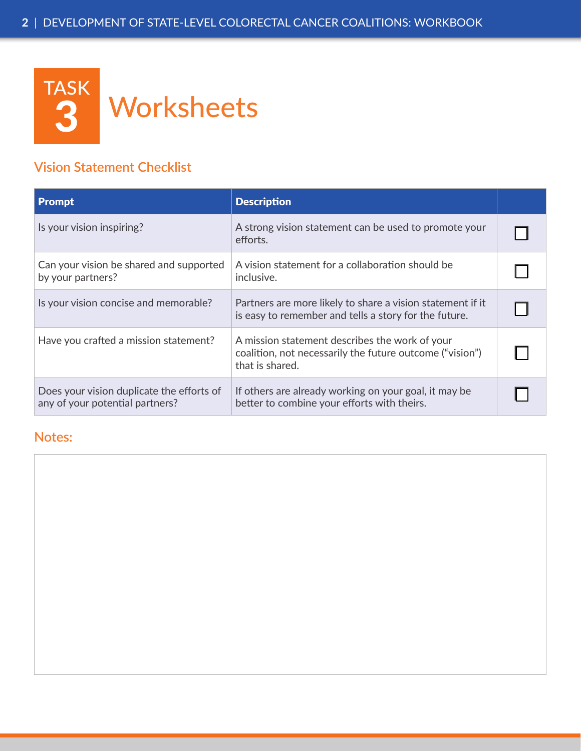# TASK 3 Worksheets

## Vision Statement Checklist

| Prompt | Description | |
|---|---|---|
| Is your vision inspiring? | A strong vision statement can be used to promote your efforts. | ☐ |
| Can your vision be shared and supported by your partners? | A vision statement for a collaboration should be inclusive. | ☐ |
| Is your vision concise and memorable? | Partners are more likely to share a vision statement if it is easy to remember and tells a story for the future. | ☐ |
| Have you crafted a mission statement? | A mission statement describes the work of your coalition, not necessarily the future outcome ("vision") that is shared. | ☐ |
| Does your vision duplicate the efforts of any of your potential partners? | If others are already working on your goal, it may be better to combine your efforts with theirs. | ☐ |

## Notes: